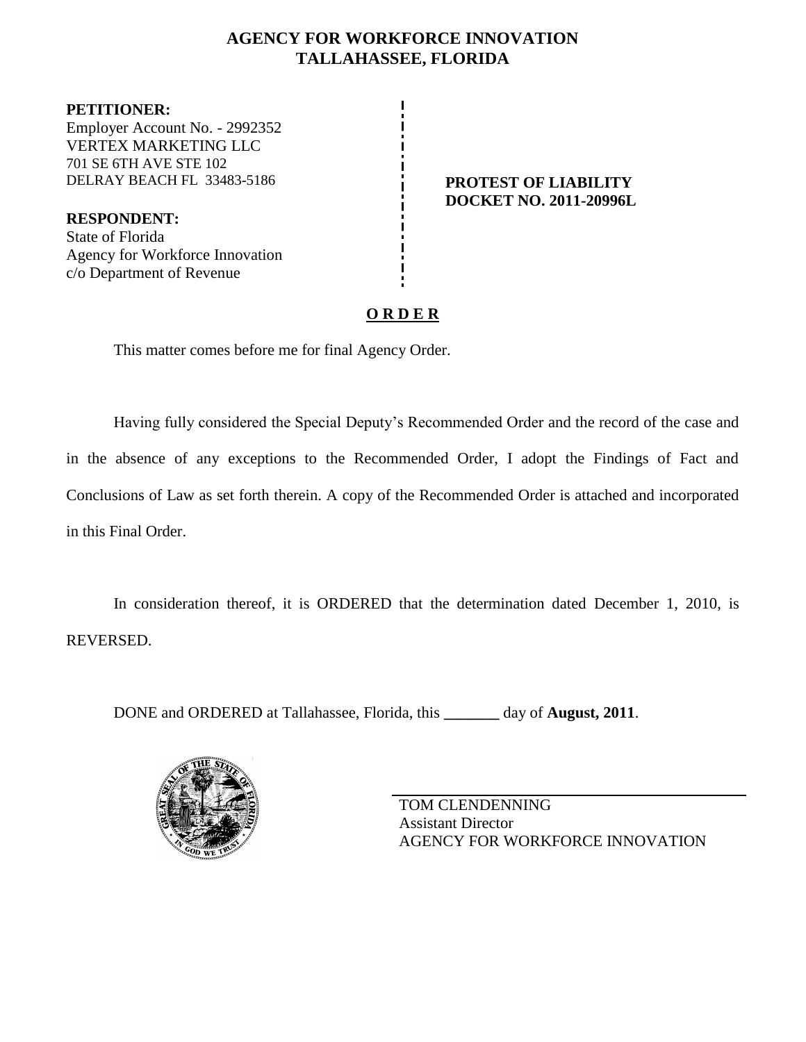# AGENCY FOR WORKFORCE INNOVATION
# TALLAHASSEE, FLORIDA

**PETITIONER:**
Employer Account No. - 2992352
VERTEX MARKETING LLC
701 SE 6TH AVE STE 102
DELRAY BEACH FL 33483-5186

**RESPONDENT:**
State of Florida
Agency for Workforce Innovation
c/o Department of Revenue

**PROTEST OF LIABILITY**
**DOCKET NO. 2011-20996L**

## ORDER

This matter comes before me for final Agency Order.

Having fully considered the Special Deputy's Recommended Order and the record of the case and in the absence of any exceptions to the Recommended Order, I adopt the Findings of Fact and Conclusions of Law as set forth therein. A copy of the Recommended Order is attached and incorporated in this Final Order.

In consideration thereof, it is ORDERED that the determination dated December 1, 2010, is REVERSED.

DONE and ORDERED at Tallahassee, Florida, this _______ day of **August, 2011**.

TOM CLENDENNING
Assistant Director
AGENCY FOR WORKFORCE INNOVATION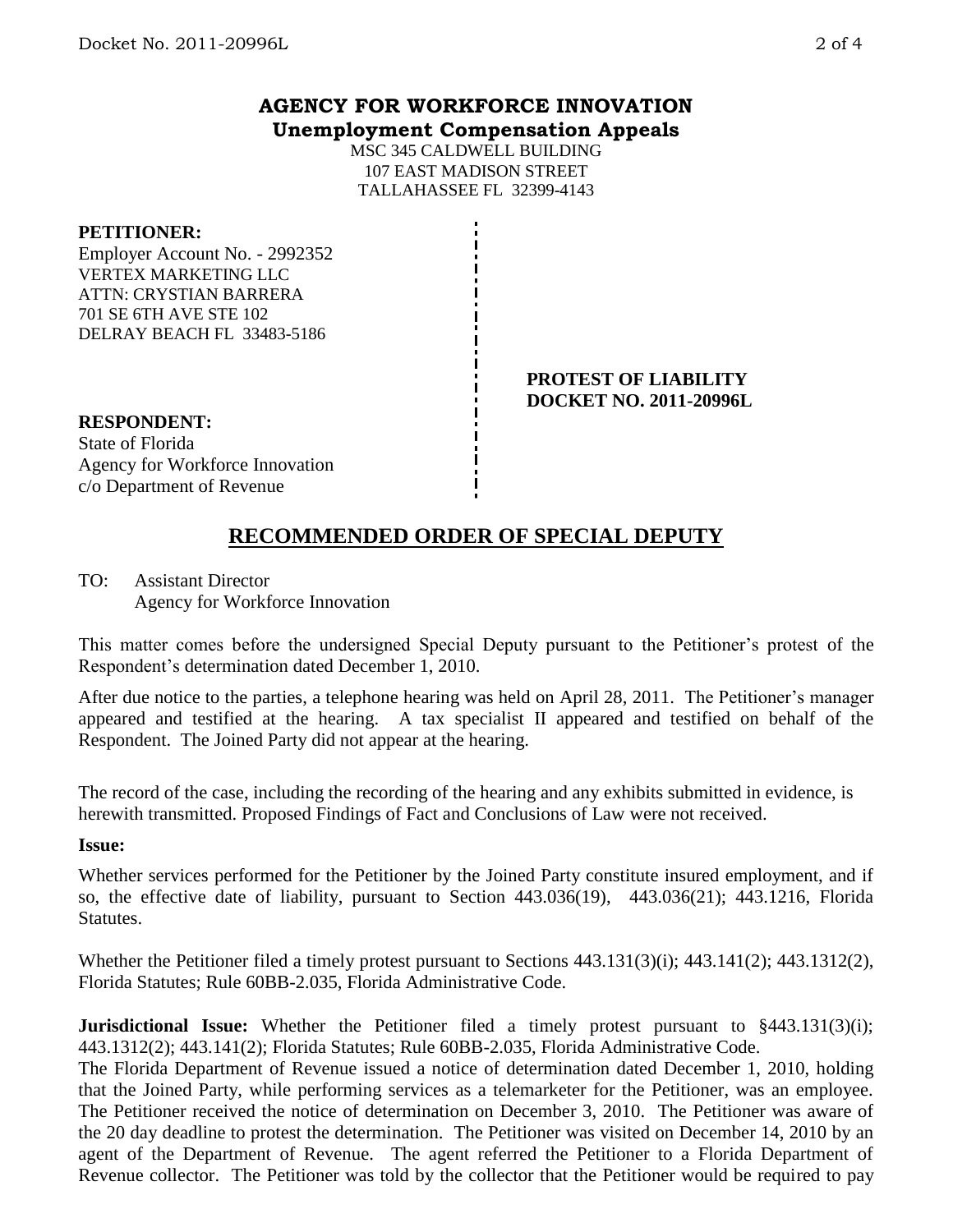# AGENCY FOR WORKFORCE INNOVATION
## Unemployment Compensation Appeals

MSC 345 CALDWELL BUILDING
107 EAST MADISON STREET
TALLAHASSEE FL 32399-4143

**PETITIONER:**
Employer Account No. - 2992352
VERTEX MARKETING LLC
ATTN: CRYSTIAN BARRERA
701 SE 6TH AVE STE 102
DELRAY BEACH FL 33483-5186

**PROTEST OF LIABILITY**
**DOCKET NO. 2011-20996L**

**RESPONDENT:**
State of Florida
Agency for Workforce Innovation
c/o Department of Revenue

## RECOMMENDED ORDER OF SPECIAL DEPUTY

TO: Assistant Director
Agency for Workforce Innovation

This matter comes before the undersigned Special Deputy pursuant to the Petitioner's protest of the Respondent's determination dated December 1, 2010.

After due notice to the parties, a telephone hearing was held on April 28, 2011. The Petitioner's manager appeared and testified at the hearing. A tax specialist II appeared and testified on behalf of the Respondent. The Joined Party did not appear at the hearing.

The record of the case, including the recording of the hearing and any exhibits submitted in evidence, is herewith transmitted. Proposed Findings of Fact and Conclusions of Law were not received.

**Issue:**

Whether services performed for the Petitioner by the Joined Party constitute insured employment, and if so, the effective date of liability, pursuant to Section 443.036(19), 443.036(21); 443.1216, Florida Statutes.

Whether the Petitioner filed a timely protest pursuant to Sections 443.131(3)(i); 443.141(2); 443.1312(2), Florida Statutes; Rule 60BB-2.035, Florida Administrative Code.

**Jurisdictional Issue:** Whether the Petitioner filed a timely protest pursuant to §443.131(3)(i); 443.1312(2); 443.141(2); Florida Statutes; Rule 60BB-2.035, Florida Administrative Code.

The Florida Department of Revenue issued a notice of determination dated December 1, 2010, holding that the Joined Party, while performing services as a telemarketer for the Petitioner, was an employee. The Petitioner received the notice of determination on December 3, 2010. The Petitioner was aware of the 20 day deadline to protest the determination. The Petitioner was visited on December 14, 2010 by an agent of the Department of Revenue. The agent referred the Petitioner to a Florida Department of Revenue collector. The Petitioner was told by the collector that the Petitioner would be required to pay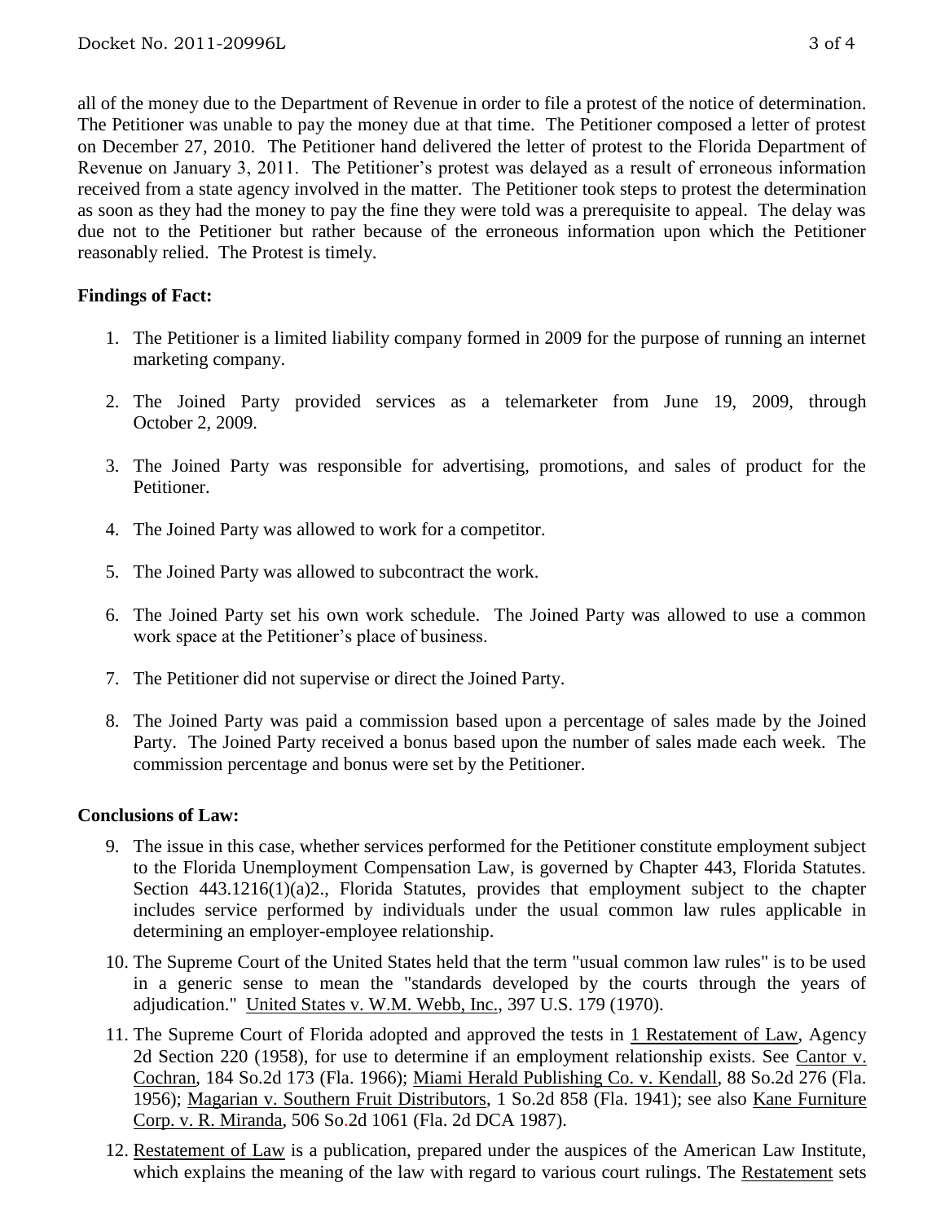all of the money due to the Department of Revenue in order to file a protest of the notice of determination. The Petitioner was unable to pay the money due at that time. The Petitioner composed a letter of protest on December 27, 2010. The Petitioner hand delivered the letter of protest to the Florida Department of Revenue on January 3, 2011. The Petitioner's protest was delayed as a result of erroneous information received from a state agency involved in the matter. The Petitioner took steps to protest the determination as soon as they had the money to pay the fine they were told was a prerequisite to appeal. The delay was due not to the Petitioner but rather because of the erroneous information upon which the Petitioner reasonably relied. The Protest is timely.

**Findings of Fact:**

1. The Petitioner is a limited liability company formed in 2009 for the purpose of running an internet marketing company.
2. The Joined Party provided services as a telemarketer from June 19, 2009, through October 2, 2009.
3. The Joined Party was responsible for advertising, promotions, and sales of product for the Petitioner.
4. The Joined Party was allowed to work for a competitor.
5. The Joined Party was allowed to subcontract the work.
6. The Joined Party set his own work schedule. The Joined Party was allowed to use a common work space at the Petitioner's place of business.
7. The Petitioner did not supervise or direct the Joined Party.
8. The Joined Party was paid a commission based upon a percentage of sales made by the Joined Party. The Joined Party received a bonus based upon the number of sales made each week. The commission percentage and bonus were set by the Petitioner.

**Conclusions of Law:**

9. The issue in this case, whether services performed for the Petitioner constitute employment subject to the Florida Unemployment Compensation Law, is governed by Chapter 443, Florida Statutes. Section 443.1216(1)(a)2., Florida Statutes, provides that employment subject to the chapter includes service performed by individuals under the usual common law rules applicable in determining an employer-employee relationship.
10. The Supreme Court of the United States held that the term "usual common law rules" is to be used in a generic sense to mean the "standards developed by the courts through the years of adjudication." United States v. W.M. Webb, Inc., 397 U.S. 179 (1970).
11. The Supreme Court of Florida adopted and approved the tests in 1 Restatement of Law, Agency 2d Section 220 (1958), for use to determine if an employment relationship exists. See Cantor v. Cochran, 184 So.2d 173 (Fla. 1966); Miami Herald Publishing Co. v. Kendall, 88 So.2d 276 (Fla. 1956); Magarian v. Southern Fruit Distributors, 1 So.2d 858 (Fla. 1941); see also Kane Furniture Corp. v. R. Miranda, 506 So.2d 1061 (Fla. 2d DCA 1987).
12. Restatement of Law is a publication, prepared under the auspices of the American Law Institute, which explains the meaning of the law with regard to various court rulings. The Restatement sets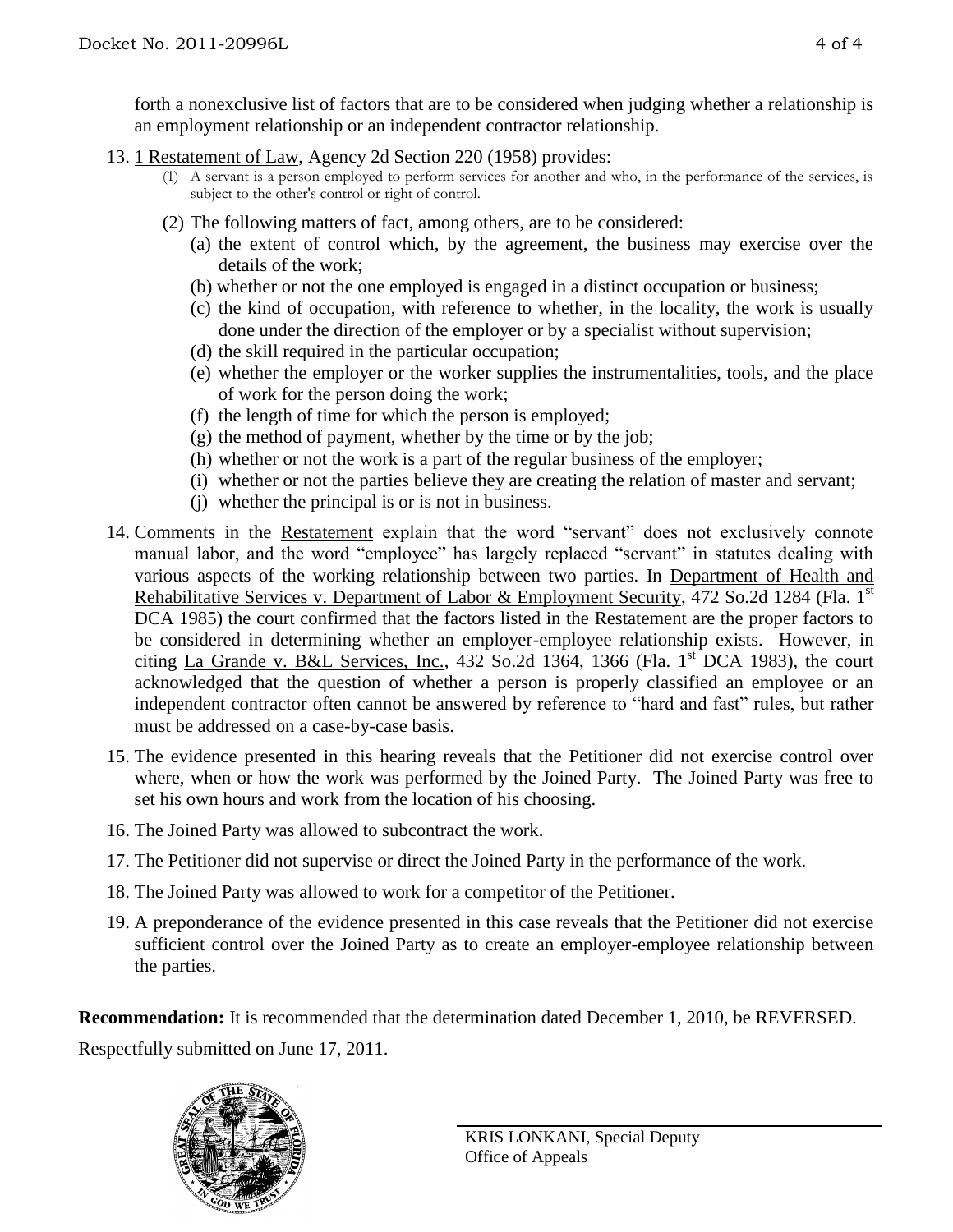forth a nonexclusive list of factors that are to be considered when judging whether a relationship is an employment relationship or an independent contractor relationship.

13. 1 Restatement of Law, Agency 2d Section 220 (1958) provides:
    (1) A servant is a person employed to perform services for another and who, in the performance of the services, is subject to the other's control or right of control.
    (2) The following matters of fact, among others, are to be considered:
        (a) the extent of control which, by the agreement, the business may exercise over the details of the work;
        (b) whether or not the one employed is engaged in a distinct occupation or business;
        (c) the kind of occupation, with reference to whether, in the locality, the work is usually done under the direction of the employer or by a specialist without supervision;
        (d) the skill required in the particular occupation;
        (e) whether the employer or the worker supplies the instrumentalities, tools, and the place of work for the person doing the work;
        (f) the length of time for which the person is employed;
        (g) the method of payment, whether by the time or by the job;
        (h) whether or not the work is a part of the regular business of the employer;
        (i) whether or not the parties believe they are creating the relation of master and servant;
        (j) whether the principal is or is not in business.
14. Comments in the Restatement explain that the word "servant" does not exclusively connote manual labor, and the word "employee" has largely replaced "servant" in statutes dealing with various aspects of the working relationship between two parties. In Department of Health and Rehabilitative Services v. Department of Labor & Employment Security, 472 So.2d 1284 (Fla. 1st DCA 1985) the court confirmed that the factors listed in the Restatement are the proper factors to be considered in determining whether an employer-employee relationship exists. However, in citing La Grande v. B&L Services, Inc., 432 So.2d 1364, 1366 (Fla. 1st DCA 1983), the court acknowledged that the question of whether a person is properly classified an employee or an independent contractor often cannot be answered by reference to "hard and fast" rules, but rather must be addressed on a case-by-case basis.
15. The evidence presented in this hearing reveals that the Petitioner did not exercise control over where, when or how the work was performed by the Joined Party. The Joined Party was free to set his own hours and work from the location of his choosing.
16. The Joined Party was allowed to subcontract the work.
17. The Petitioner did not supervise or direct the Joined Party in the performance of the work.
18. The Joined Party was allowed to work for a competitor of the Petitioner.
19. A preponderance of the evidence presented in this case reveals that the Petitioner did not exercise sufficient control over the Joined Party as to create an employer-employee relationship between the parties.

**Recommendation:** It is recommended that the determination dated December 1, 2010, be REVERSED.

Respectfully submitted on June 17, 2011.

KRIS LONKANI, Special Deputy
Office of Appeals